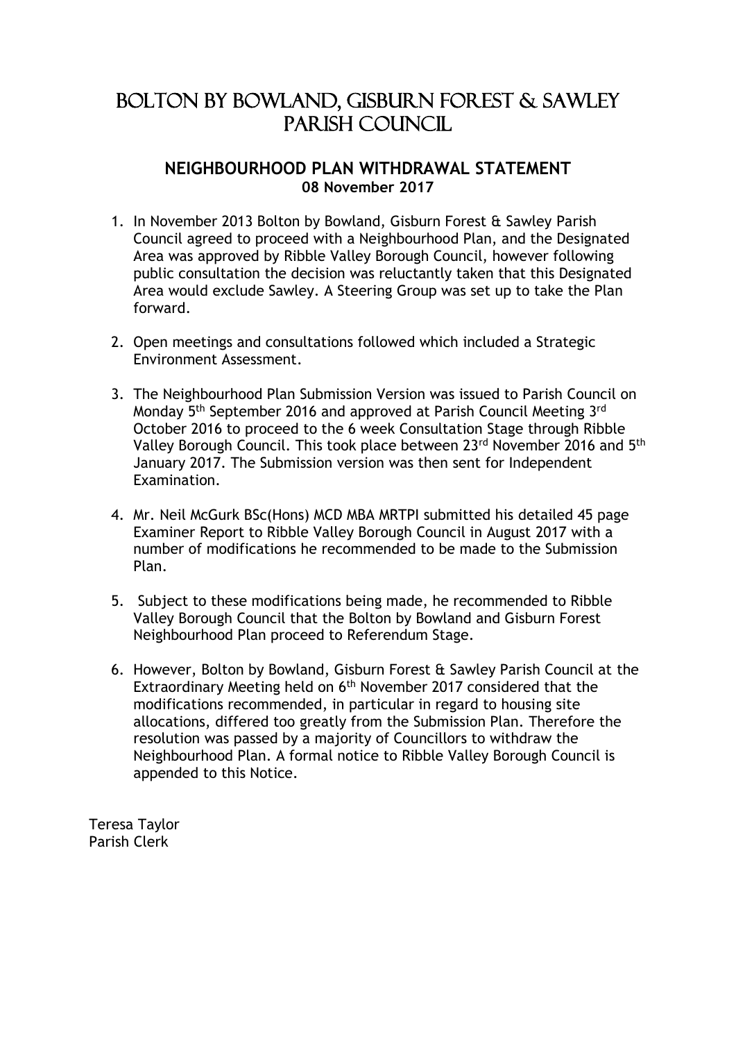# BOLTON BY BOWLAND, GISBURN FOREST & SAWLEY PARISH COUNCIL

## NEIGHBOURHOOD PLAN WITHDRAWAL STATEMENT

**08 November 2017**

1. In November 2013 Bolton by Bowland, Gisburn Forest & Sawley Parish Council agreed to proceed with a Neighbourhood Plan, and the Designated Area was approved by Ribble Valley Borough Council, however following public consultation the decision was reluctantly taken that this Designated Area would exclude Sawley. A Steering Group was set up to take the Plan forward.

2. Open meetings and consultations followed which included a Strategic Environment Assessment.

3. The Neighbourhood Plan Submission Version was issued to Parish Council on Monday 5th September 2016 and approved at Parish Council Meeting 3rd October 2016 to proceed to the 6 week Consultation Stage through Ribble Valley Borough Council. This took place between 23rd November 2016 and 5th January 2017. The Submission version was then sent for Independent Examination.

4. Mr. Neil McGurk BSc(Hons) MCD MBA MRTPI submitted his detailed 45 page Examiner Report to Ribble Valley Borough Council in August 2017 with a number of modifications he recommended to be made to the Submission Plan.

5. Subject to these modifications being made, he recommended to Ribble Valley Borough Council that the Bolton by Bowland and Gisburn Forest Neighbourhood Plan proceed to Referendum Stage.

6. However, Bolton by Bowland, Gisburn Forest & Sawley Parish Council at the Extraordinary Meeting held on 6th November 2017 considered that the modifications recommended, in particular in regard to housing site allocations, differed too greatly from the Submission Plan. Therefore the resolution was passed by a majority of Councillors to withdraw the Neighbourhood Plan. A formal notice to Ribble Valley Borough Council is appended to this Notice.

Teresa Taylor
Parish Clerk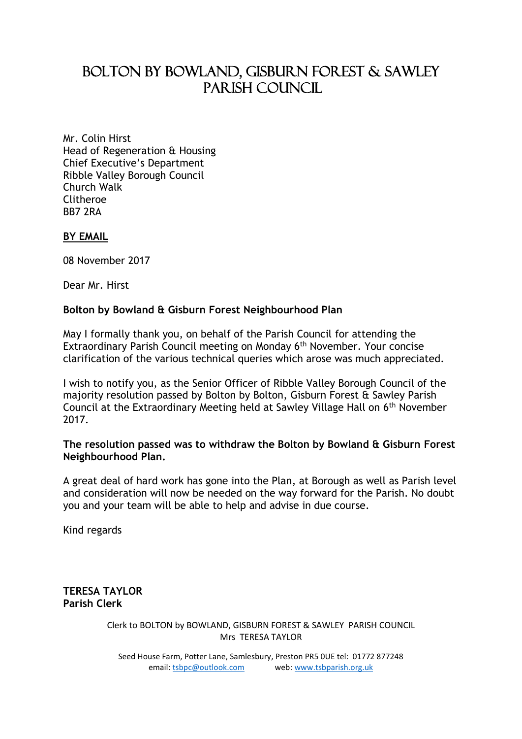# BOLTON BY BOWLAND, GISBURN FOREST & SAWLEY PARISH COUNCIL

Mr. Colin Hirst  
Head of Regeneration & Housing  
Chief Executive's Department  
Ribble Valley Borough Council  
Church Walk  
Clitheroe  
BB7 2RA

**BY EMAIL**

08 November 2017

Dear Mr. Hirst

**Bolton by Bowland & Gisburn Forest Neighbourhood Plan**

May I formally thank you, on behalf of the Parish Council for attending the Extraordinary Parish Council meeting on Monday 6th November. Your concise clarification of the various technical queries which arose was much appreciated.

I wish to notify you, as the Senior Officer of Ribble Valley Borough Council of the majority resolution passed by Bolton by Bolton, Gisburn Forest & Sawley Parish Council at the Extraordinary Meeting held at Sawley Village Hall on 6th November 2017.

**The resolution passed was to withdraw the Bolton by Bowland & Gisburn Forest Neighbourhood Plan.**

A great deal of hard work has gone into the Plan, at Borough as well as Parish level and consideration will now be needed on the way forward for the Parish. No doubt you and your team will be able to help and advise in due course.

Kind regards

**TERESA TAYLOR**  
**Parish Clerk**

Clerk to BOLTON by BOWLAND, GISBURN FOREST & SAWLEY PARISH COUNCIL  
Mrs TERESA TAYLOR

Seed House Farm, Potter Lane, Samlesbury, Preston PR5 0UE tel: 01772 877248  
email: tsbpc@outlook.com web: www.tsbparish.org.uk